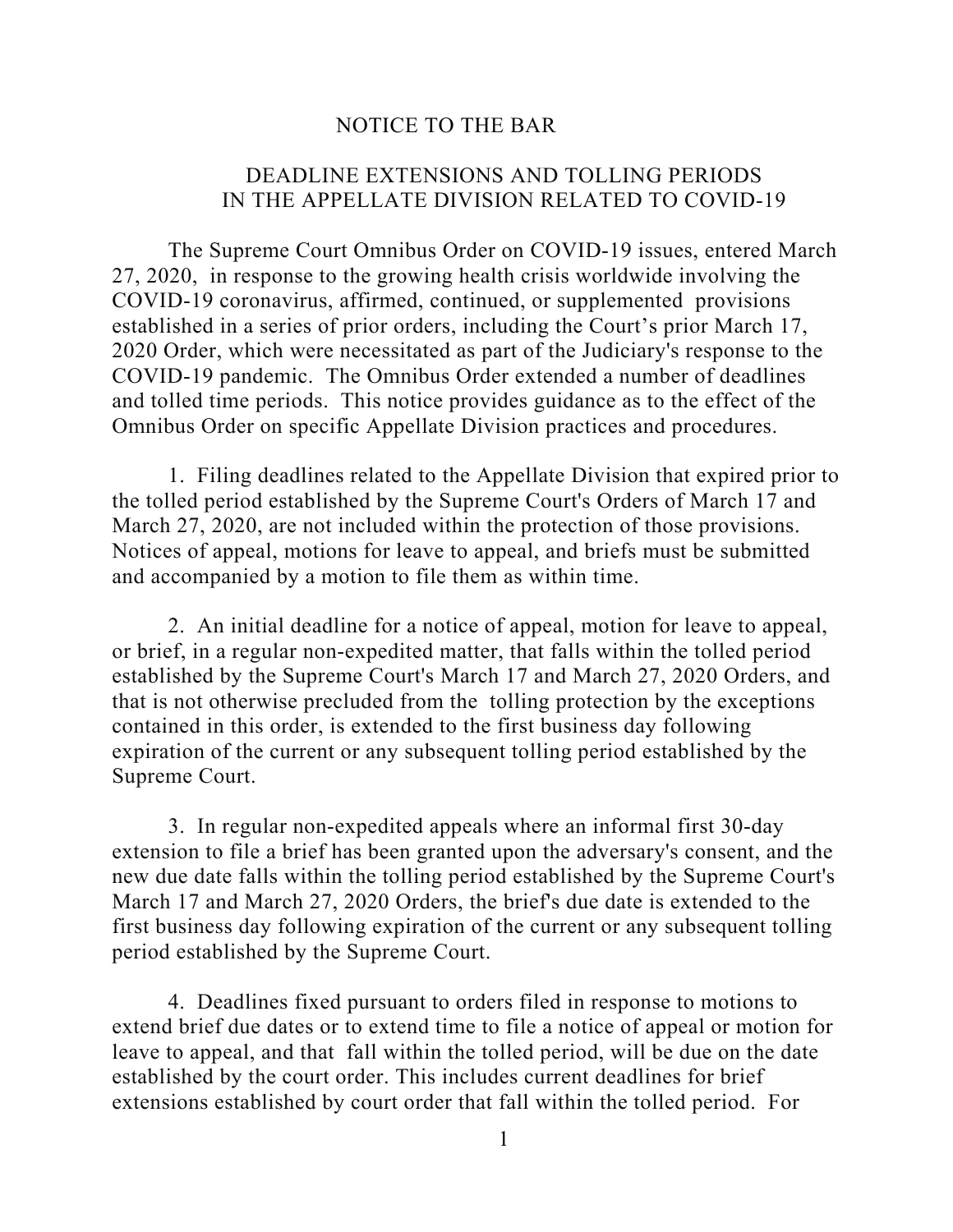# NOTICE TO THE BAR

## DEADLINE EXTENSIONS AND TOLLING PERIODS IN THE APPELLATE DIVISION RELATED TO COVID-19

The Supreme Court Omnibus Order on COVID-19 issues, entered March 27, 2020, in response to the growing health crisis worldwide involving the COVID-19 coronavirus, affirmed, continued, or supplemented provisions established in a series of prior orders, including the Court's prior March 17, 2020 Order, which were necessitated as part of the Judiciary's response to the COVID-19 pandemic. The Omnibus Order extended a number of deadlines and tolled time periods. This notice provides guidance as to the effect of the Omnibus Order on specific Appellate Division practices and procedures.

1. Filing deadlines related to the Appellate Division that expired prior to the tolled period established by the Supreme Court's Orders of March 17 and March 27, 2020, are not included within the protection of those provisions. Notices of appeal, motions for leave to appeal, and briefs must be submitted and accompanied by a motion to file them as within time.

2. An initial deadline for a notice of appeal, motion for leave to appeal, or brief, in a regular non-expedited matter, that falls within the tolled period established by the Supreme Court's March 17 and March 27, 2020 Orders, and that is not otherwise precluded from the tolling protection by the exceptions contained in this order, is extended to the first business day following expiration of the current or any subsequent tolling period established by the Supreme Court.

3. In regular non-expedited appeals where an informal first 30-day extension to file a brief has been granted upon the adversary's consent, and the new due date falls within the tolling period established by the Supreme Court's March 17 and March 27, 2020 Orders, the brief's due date is extended to the first business day following expiration of the current or any subsequent tolling period established by the Supreme Court.

4. Deadlines fixed pursuant to orders filed in response to motions to extend brief due dates or to extend time to file a notice of appeal or motion for leave to appeal, and that fall within the tolled period, will be due on the date established by the court order. This includes current deadlines for brief extensions established by court order that fall within the tolled period. For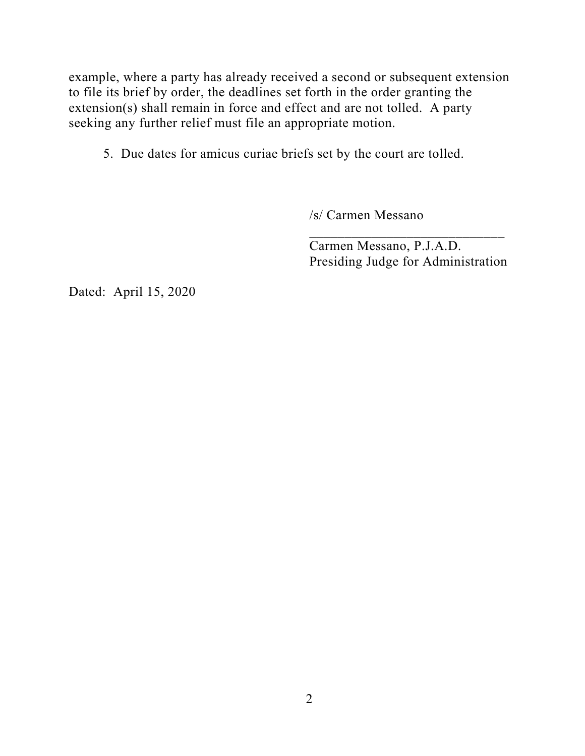example, where a party has already received a second or subsequent extension to file its brief by order, the deadlines set forth in the order granting the extension(s) shall remain in force and effect and are not tolled. A party seeking any further relief must file an appropriate motion.

5. Due dates for amicus curiae briefs set by the court are tolled.

/s/ Carmen Messano

______________________________

Carmen Messano, P.J.A.D.
Presiding Judge for Administration

Dated: April 15, 2020